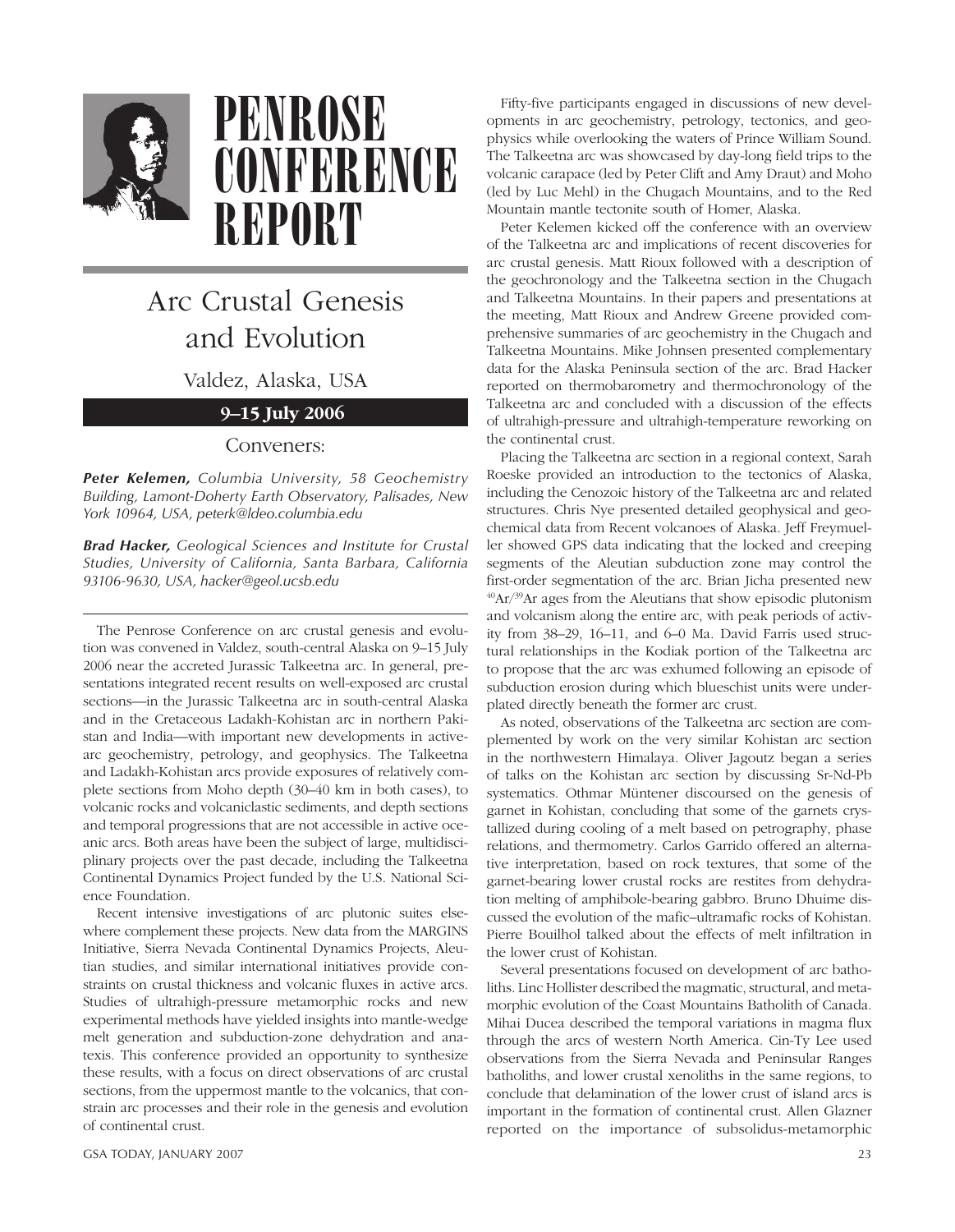# PENROSE CONFERENCE REPORT

## Arc Crustal Genesis and Evolution

Valdez, Alaska, USA

**9–15 July 2006**

Conveners:

***Peter Kelemen,*** *Columbia University, 58 Geochemistry Building, Lamont-Doherty Earth Observatory, Palisades, New York 10964, USA, peterk@ldeo.columbia.edu*

***Brad Hacker,*** *Geological Sciences and Institute for Crustal Studies, University of California, Santa Barbara, California 93106-9630, USA, hacker@geol.ucsb.edu*

---

The Penrose Conference on arc crustal genesis and evolution was convened in Valdez, south-central Alaska on 9–15 July 2006 near the accreted Jurassic Talkeetna arc. In general, presentations integrated recent results on well-exposed arc crustal sections—in the Jurassic Talkeetna arc in south-central Alaska and in the Cretaceous Ladakh-Kohistan arc in northern Pakistan and India—with important new developments in active-arc geochemistry, petrology, and geophysics. The Talkeetna and Ladakh-Kohistan arcs provide exposures of relatively complete sections from Moho depth (30–40 km in both cases), to volcanic rocks and volcaniclastic sediments, and depth sections and temporal progressions that are not accessible in active oceanic arcs. Both areas have been the subject of large, multidisciplinary projects over the past decade, including the Talkeetna Continental Dynamics Project funded by the U.S. National Science Foundation.

Recent intensive investigations of arc plutonic suites elsewhere complement these projects. New data from the MARGINS Initiative, Sierra Nevada Continental Dynamics Projects, Aleutian studies, and similar international initiatives provide constraints on crustal thickness and volcanic fluxes in active arcs. Studies of ultrahigh-pressure metamorphic rocks and new experimental methods have yielded insights into mantle-wedge melt generation and subduction-zone dehydration and anatexis. This conference provided an opportunity to synthesize these results, with a focus on direct observations of arc crustal sections, from the uppermost mantle to the volcanics, that constrain arc processes and their role in the genesis and evolution of continental crust.

Fifty-five participants engaged in discussions of new developments in arc geochemistry, petrology, tectonics, and geophysics while overlooking the waters of Prince William Sound. The Talkeetna arc was showcased by day-long field trips to the volcanic carapace (led by Peter Clift and Amy Draut) and Moho (led by Luc Mehl) in the Chugach Mountains, and to the Red Mountain mantle tectonite south of Homer, Alaska.

Peter Kelemen kicked off the conference with an overview of the Talkeetna arc and implications of recent discoveries for arc crustal genesis. Matt Rioux followed with a description of the geochronology and the Talkeetna section in the Chugach and Talkeetna Mountains. In their papers and presentations at the meeting, Matt Rioux and Andrew Greene provided comprehensive summaries of arc geochemistry in the Chugach and Talkeetna Mountains. Mike Johnsen presented complementary data for the Alaska Peninsula section of the arc. Brad Hacker reported on thermobarometry and thermochronology of the Talkeetna arc and concluded with a discussion of the effects of ultrahigh-pressure and ultrahigh-temperature reworking on the continental crust.

Placing the Talkeetna arc section in a regional context, Sarah Roeske provided an introduction to the tectonics of Alaska, including the Cenozoic history of the Talkeetna arc and related structures. Chris Nye presented detailed geophysical and geochemical data from Recent volcanoes of Alaska. Jeff Freymueller showed GPS data indicating that the locked and creeping segments of the Aleutian subduction zone may control the first-order segmentation of the arc. Brian Jicha presented new $^{40}Ar/^{39}Ar$ ages from the Aleutians that show episodic plutonism and volcanism along the entire arc, with peak periods of activity from 38–29, 16–11, and 6–0 Ma. David Farris used structural relationships in the Kodiak portion of the Talkeetna arc to propose that the arc was exhumed following an episode of subduction erosion during which blueschist units were underplated directly beneath the former arc crust.

As noted, observations of the Talkeetna arc section are complemented by work on the very similar Kohistan arc section in the northwestern Himalaya. Oliver Jagoutz began a series of talks on the Kohistan arc section by discussing Sr-Nd-Pb systematics. Othmar Müntener discoursed on the genesis of garnet in Kohistan, concluding that some of the garnets crystallized during cooling of a melt based on petrography, phase relations, and thermometry. Carlos Garrido offered an alternative interpretation, based on rock textures, that some of the garnet-bearing lower crustal rocks are restites from dehydration melting of amphibole-bearing gabbro. Bruno Dhuime discussed the evolution of the mafic–ultramafic rocks of Kohistan. Pierre Bouilhol talked about the effects of melt infiltration in the lower crust of Kohistan.

Several presentations focused on development of arc batholiths. Linc Hollister described the magmatic, structural, and metamorphic evolution of the Coast Mountains Batholith of Canada. Mihai Ducea described the temporal variations in magma flux through the arcs of western North America. Cin-Ty Lee used observations from the Sierra Nevada and Peninsular Ranges batholiths, and lower crustal xenoliths in the same regions, to conclude that delamination of the lower crust of island arcs is important in the formation of continental crust. Allen Glazner reported on the importance of subsolidus-metamorphic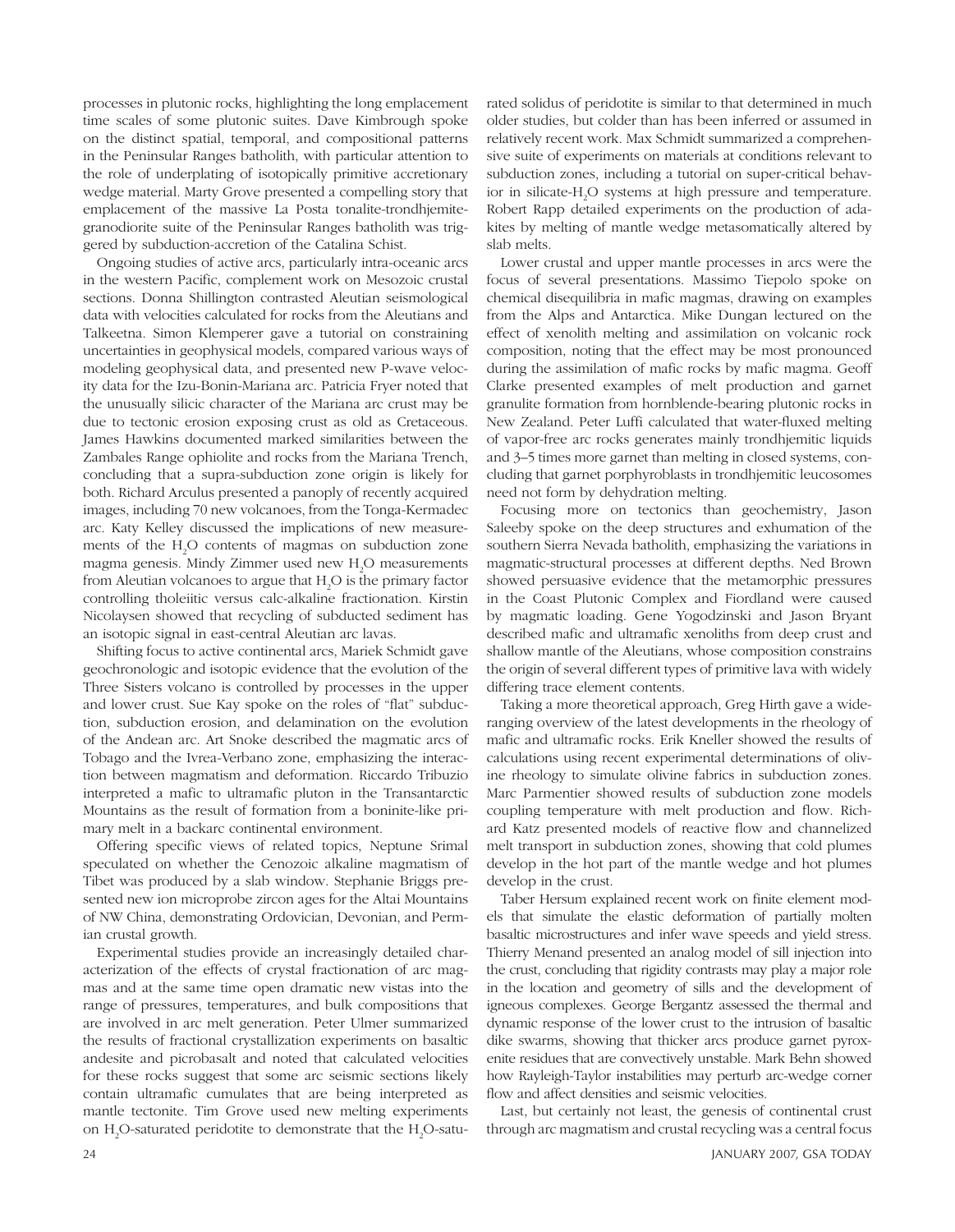processes in plutonic rocks, highlighting the long emplacement time scales of some plutonic suites. Dave Kimbrough spoke on the distinct spatial, temporal, and compositional patterns in the Peninsular Ranges batholith, with particular attention to the role of underplating of isotopically primitive accretionary wedge material. Marty Grove presented a compelling story that emplacement of the massive La Posta tonalite-trondhjemite-granodiorite suite of the Peninsular Ranges batholith was triggered by subduction-accretion of the Catalina Schist.

Ongoing studies of active arcs, particularly intra-oceanic arcs in the western Pacific, complement work on Mesozoic crustal sections. Donna Shillington contrasted Aleutian seismological data with velocities calculated for rocks from the Aleutians and Talkeetna. Simon Klemperer gave a tutorial on constraining uncertainties in geophysical models, compared various ways of modeling geophysical data, and presented new P-wave velocity data for the Izu-Bonin-Mariana arc. Patricia Fryer noted that the unusually silicic character of the Mariana arc crust may be due to tectonic erosion exposing crust as old as Cretaceous. James Hawkins documented marked similarities between the Zambales Range ophiolite and rocks from the Mariana Trench, concluding that a supra-subduction zone origin is likely for both. Richard Arculus presented a panoply of recently acquired images, including 70 new volcanoes, from the Tonga-Kermadec arc. Katy Kelley discussed the implications of new measurements of the $H_2O$ contents of magmas on subduction zone magma genesis. Mindy Zimmer used new $H_2O$ measurements from Aleutian volcanoes to argue that $H_2O$ is the primary factor controlling tholeiitic versus calc-alkaline fractionation. Kirstin Nicolaysen showed that recycling of subducted sediment has an isotopic signal in east-central Aleutian arc lavas.

Shifting focus to active continental arcs, Mariek Schmidt gave geochronologic and isotopic evidence that the evolution of the Three Sisters volcano is controlled by processes in the upper and lower crust. Sue Kay spoke on the roles of "flat" subduction, subduction erosion, and delamination on the evolution of the Andean arc. Art Snoke described the magmatic arcs of Tobago and the Ivrea-Verbano zone, emphasizing the interaction between magmatism and deformation. Riccardo Tribuzio interpreted a mafic to ultramafic pluton in the Transantarctic Mountains as the result of formation from a boninite-like primary melt in a backarc continental environment.

Offering specific views of related topics, Neptune Srimal speculated on whether the Cenozoic alkaline magmatism of Tibet was produced by a slab window. Stephanie Briggs presented new ion microprobe zircon ages for the Altai Mountains of NW China, demonstrating Ordovician, Devonian, and Permian crustal growth.

Experimental studies provide an increasingly detailed characterization of the effects of crystal fractionation of arc magmas and at the same time open dramatic new vistas into the range of pressures, temperatures, and bulk compositions that are involved in arc melt generation. Peter Ulmer summarized the results of fractional crystallization experiments on basaltic andesite and picrobasalt and noted that calculated velocities for these rocks suggest that some arc seismic sections likely contain ultramafic cumulates that are being interpreted as mantle tectonite. Tim Grove used new melting experiments on $H_2O$-saturated peridotite to demonstrate that the $H_2O$-saturated solidus of peridotite is similar to that determined in much older studies, but colder than has been inferred or assumed in relatively recent work. Max Schmidt summarized a comprehensive suite of experiments on materials at conditions relevant to subduction zones, including a tutorial on super-critical behavior in silicate-$H_2O$ systems at high pressure and temperature. Robert Rapp detailed experiments on the production of adakites by melting of mantle wedge metasomatically altered by slab melts.

Lower crustal and upper mantle processes in arcs were the focus of several presentations. Massimo Tiepolo spoke on chemical disequilibria in mafic magmas, drawing on examples from the Alps and Antarctica. Mike Dungan lectured on the effect of xenolith melting and assimilation on volcanic rock composition, noting that the effect may be most pronounced during the assimilation of mafic rocks by mafic magma. Geoff Clarke presented examples of melt production and garnet granulite formation from hornblende-bearing plutonic rocks in New Zealand. Peter Luffi calculated that water-fluxed melting of vapor-free arc rocks generates mainly trondhjemitic liquids and 3–5 times more garnet than melting in closed systems, concluding that garnet porphyroblasts in trondhjemitic leucosomes need not form by dehydration melting.

Focusing more on tectonics than geochemistry, Jason Saleeby spoke on the deep structures and exhumation of the southern Sierra Nevada batholith, emphasizing the variations in magmatic-structural processes at different depths. Ned Brown showed persuasive evidence that the metamorphic pressures in the Coast Plutonic Complex and Fiordland were caused by magmatic loading. Gene Yogodzinski and Jason Bryant described mafic and ultramafic xenoliths from deep crust and shallow mantle of the Aleutians, whose composition constrains the origin of several different types of primitive lava with widely differing trace element contents.

Taking a more theoretical approach, Greg Hirth gave a wide-ranging overview of the latest developments in the rheology of mafic and ultramafic rocks. Erik Kneller showed the results of calculations using recent experimental determinations of olivine rheology to simulate olivine fabrics in subduction zones. Marc Parmentier showed results of subduction zone models coupling temperature with melt production and flow. Richard Katz presented models of reactive flow and channelized melt transport in subduction zones, showing that cold plumes develop in the hot part of the mantle wedge and hot plumes develop in the crust.

Taber Hersum explained recent work on finite element models that simulate the elastic deformation of partially molten basaltic microstructures and infer wave speeds and yield stress. Thierry Menand presented an analog model of sill injection into the crust, concluding that rigidity contrasts may play a major role in the location and geometry of sills and the development of igneous complexes. George Bergantz assessed the thermal and dynamic response of the lower crust to the intrusion of basaltic dike swarms, showing that thicker arcs produce garnet pyroxenite residues that are convectively unstable. Mark Behn showed how Rayleigh-Taylor instabilities may perturb arc-wedge corner flow and affect densities and seismic velocities.

Last, but certainly not least, the genesis of continental crust through arc magmatism and crustal recycling was a central focus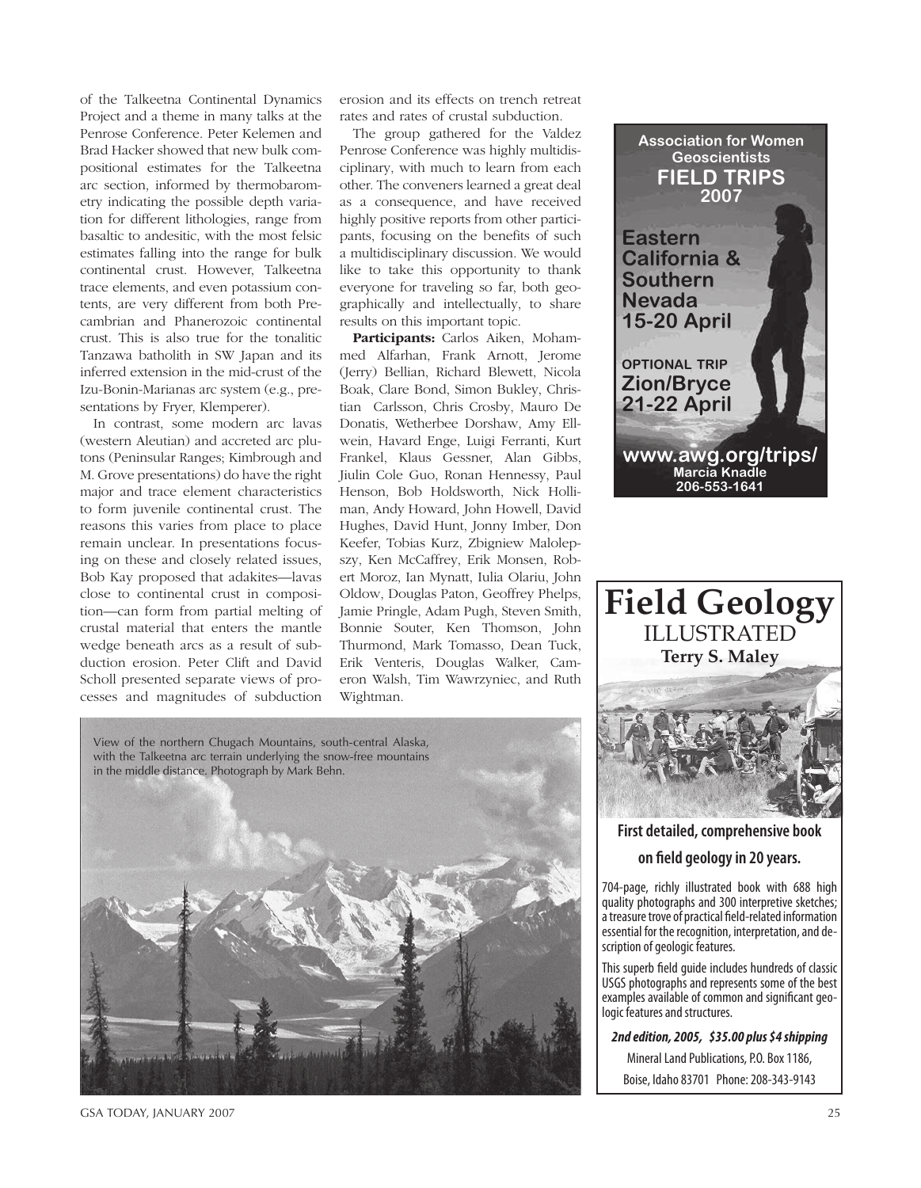of the Talkeetna Continental Dynamics Project and a theme in many talks at the Penrose Conference. Peter Kelemen and Brad Hacker showed that new bulk compositional estimates for the Talkeetna arc section, informed by thermobarometry indicating the possible depth variation for different lithologies, range from basaltic to andesitic, with the most felsic estimates falling into the range for bulk continental crust. However, Talkeetna trace elements, and even potassium contents, are very different from both Precambrian and Phanerozoic continental crust. This is also true for the tonalitic Tanzawa batholith in SW Japan and its inferred extension in the mid-crust of the Izu-Bonin-Marianas arc system (e.g., presentations by Fryer, Klemperer).

In contrast, some modern arc lavas (western Aleutian) and accreted arc plutons (Peninsular Ranges; Kimbrough and M. Grove presentations) do have the right major and trace element characteristics to form juvenile continental crust. The reasons this varies from place to place remain unclear. In presentations focusing on these and closely related issues, Bob Kay proposed that adakites—lavas close to continental crust in composition—can form from partial melting of crustal material that enters the mantle wedge beneath arcs as a result of subduction erosion. Peter Clift and David Scholl presented separate views of processes and magnitudes of subduction erosion and its effects on trench retreat rates and rates of crustal subduction.

The group gathered for the Valdez Penrose Conference was highly multidisciplinary, with much to learn from each other. The conveners learned a great deal as a consequence, and have received highly positive reports from other participants, focusing on the benefits of such a multidisciplinary discussion. We would like to take this opportunity to thank everyone for traveling so far, both geographically and intellectually, to share results on this important topic.

**Participants:** Carlos Aiken, Mohammed Alfarhan, Frank Arnott, Jerome (Jerry) Bellian, Richard Blewett, Nicola Boak, Clare Bond, Simon Bukley, Christian Carlsson, Chris Crosby, Mauro De Donatis, Wetherbee Dorshaw, Amy Ellwein, Havard Enge, Luigi Ferranti, Kurt Frankel, Klaus Gessner, Alan Gibbs, Jiulin Cole Guo, Ronan Hennessy, Paul Henson, Bob Holdsworth, Nick Holliman, Andy Howard, John Howell, David Hughes, David Hunt, Jonny Imber, Don Keefer, Tobias Kurz, Zbigniew Malolepszy, Ken McCaffrey, Erik Monsen, Robert Moroz, Ian Mynatt, Iulia Olariu, John Oldow, Douglas Paton, Geoffrey Phelps, Jamie Pringle, Adam Pugh, Steven Smith, Bonnie Souter, Ken Thomson, John Thurmond, Mark Tomasso, Dean Tuck, Erik Venteris, Douglas Walker, Cameron Walsh, Tim Wawrzyniec, and Ruth Wightman.

View of the northern Chugach Mountains, south-central Alaska, with the Talkeetna arc terrain underlying the snow-free mountains in the middle distance. Photograph by Mark Behn.

**Association for Women Geoscientists**
**FIELD TRIPS**
**2007**

**Eastern California & Southern Nevada**
**15-20 April**

**OPTIONAL TRIP**
**Zion/Bryce**
**21-22 April**

**www.awg.org/trips/**
Marcia Knadle
206-553-1641

# Field Geology
ILLUSTRATED
**Terry S. Maley**

**First detailed, comprehensive book on field geology in 20 years.**

704-page, richly illustrated book with 688 high quality photographs and 300 interpretive sketches; a treasure trove of practical field-related information essential for the recognition, interpretation, and description of geologic features.

This superb field guide includes hundreds of classic USGS photographs and represents some of the best examples available of common and significant geologic features and structures.

***2nd edition, 2005, $35.00 plus $4 shipping***

Mineral Land Publications, P.O. Box 1186,
Boise, Idaho 83701 Phone: 208-343-9143